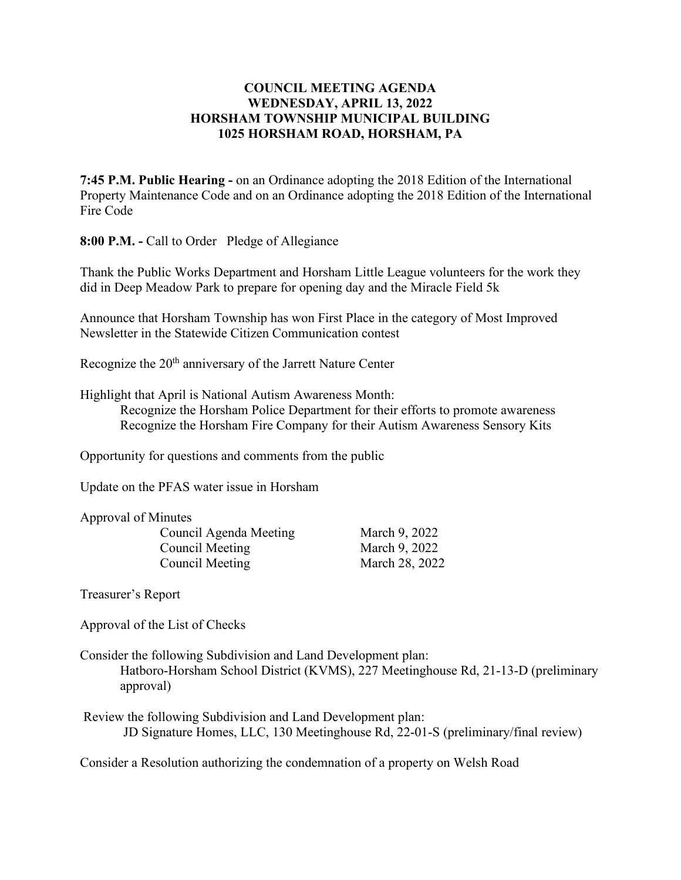# COUNCIL MEETING AGENDA
# WEDNESDAY, APRIL 13, 2022
# HORSHAM TOWNSHIP MUNICIPAL BUILDING
# 1025 HORSHAM ROAD, HORSHAM, PA

**7:45 P.M. Public Hearing -** on an Ordinance adopting the 2018 Edition of the International Property Maintenance Code and on an Ordinance adopting the 2018 Edition of the International Fire Code

**8:00 P.M. -** Call to Order Pledge of Allegiance

Thank the Public Works Department and Horsham Little League volunteers for the work they did in Deep Meadow Park to prepare for opening day and the Miracle Field 5k

Announce that Horsham Township has won First Place in the category of Most Improved Newsletter in the Statewide Citizen Communication contest

Recognize the 20th anniversary of the Jarrett Nature Center

Highlight that April is National Autism Awareness Month:
- Recognize the Horsham Police Department for their efforts to promote awareness
- Recognize the Horsham Fire Company for their Autism Awareness Sensory Kits

Opportunity for questions and comments from the public

Update on the PFAS water issue in Horsham

Approval of Minutes

| | |
|---|---|
| Council Agenda Meeting | March 9, 2022 |
| Council Meeting | March 9, 2022 |
| Council Meeting | March 28, 2022 |

Treasurer's Report

Approval of the List of Checks

Consider the following Subdivision and Land Development plan:
- Hatboro-Horsham School District (KVMS), 227 Meetinghouse Rd, 21-13-D (preliminary approval)

Review the following Subdivision and Land Development plan:
- JD Signature Homes, LLC, 130 Meetinghouse Rd, 22-01-S (preliminary/final review)

Consider a Resolution authorizing the condemnation of a property on Welsh Road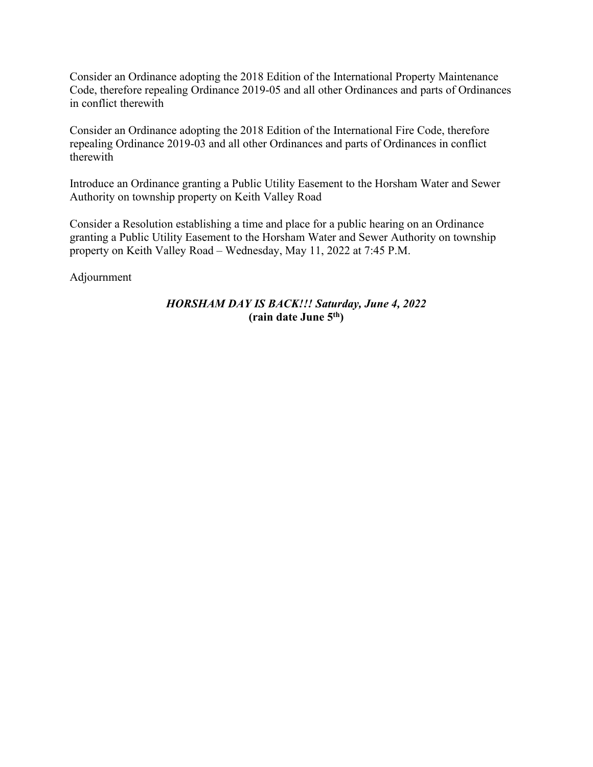Consider an Ordinance adopting the 2018 Edition of the International Property Maintenance Code, therefore repealing Ordinance 2019-05 and all other Ordinances and parts of Ordinances in conflict therewith

Consider an Ordinance adopting the 2018 Edition of the International Fire Code, therefore repealing Ordinance 2019-03 and all other Ordinances and parts of Ordinances in conflict therewith

Introduce an Ordinance granting a Public Utility Easement to the Horsham Water and Sewer Authority on township property on Keith Valley Road

Consider a Resolution establishing a time and place for a public hearing on an Ordinance granting a Public Utility Easement to the Horsham Water and Sewer Authority on township property on Keith Valley Road – Wednesday, May 11, 2022 at 7:45 P.M.

Adjournment

***HORSHAM DAY IS BACK!!! Saturday, June 4, 2022***
**(rain date June 5th)**